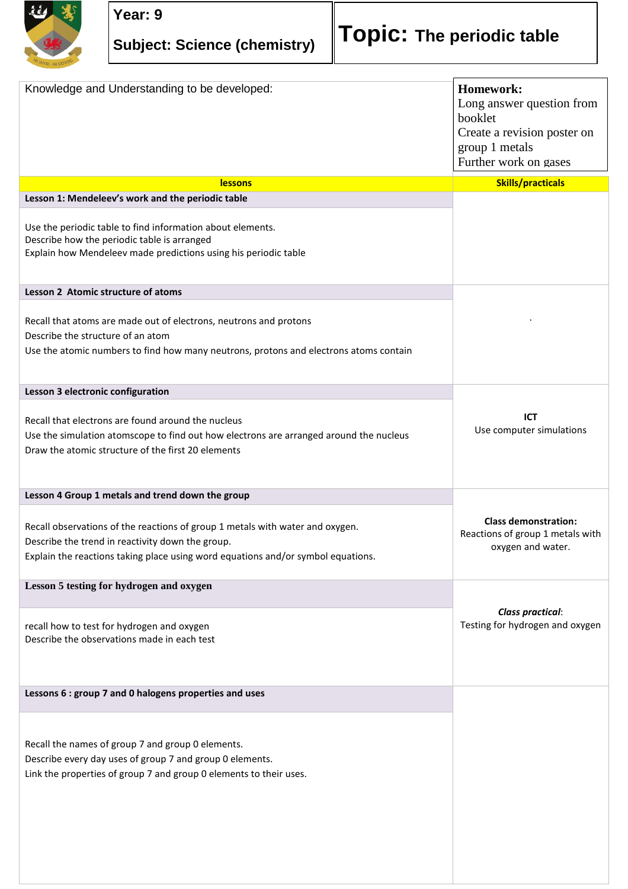| Year: 9 | Topic: The periodic table |
| --- | --- |
| Subject: Science (chemistry) | |

| Knowledge and Understanding to be developed: | **Homework:** Long answer question from booklet<br>Create a revision poster on group 1 metals<br>Further work on gases |
| --- | --- |
| **lessons** | **Skills/practicals** |
| **Lesson 1: Mendeleev's work and the periodic table** | |
| Use the periodic table to find information about elements.<br>Describe how the periodic table is arranged<br>Explain how Mendeleev made predictions using his periodic table | |
| **Lesson 2 Atomic structure of atoms** | . |
| Recall that atoms are made out of electrons, neutrons and protons<br>Describe the structure of an atom<br>Use the atomic numbers to find how many neutrons, protons and electrons atoms contain | |
| **Lesson 3 electronic configuration** | **ICT**<br>Use computer simulations |
| Recall that electrons are found around the nucleus<br>Use the simulation atomscope to find out how electrons are arranged around the nucleus<br>Draw the atomic structure of the first 20 elements | |
| **Lesson 4 Group 1 metals and trend down the group** | **Class demonstration:**<br>Reactions of group 1 metals with oxygen and water. |
| Recall observations of the reactions of group 1 metals with water and oxygen.<br>Describe the trend in reactivity down the group.<br>Explain the reactions taking place using word equations and/or symbol equations. | |
| **Lesson 5 testing for hydrogen and oxygen** | ***Class practical***:<br>Testing for hydrogen and oxygen |
| recall how to test for hydrogen and oxygen<br>Describe the observations made in each test | |
| **Lessons 6 : group 7 and 0 halogens properties and uses** | |
| Recall the names of group 7 and group 0 elements.<br>Describe every day uses of group 7 and group 0 elements.<br>Link the properties of group 7 and group 0 elements to their uses. | |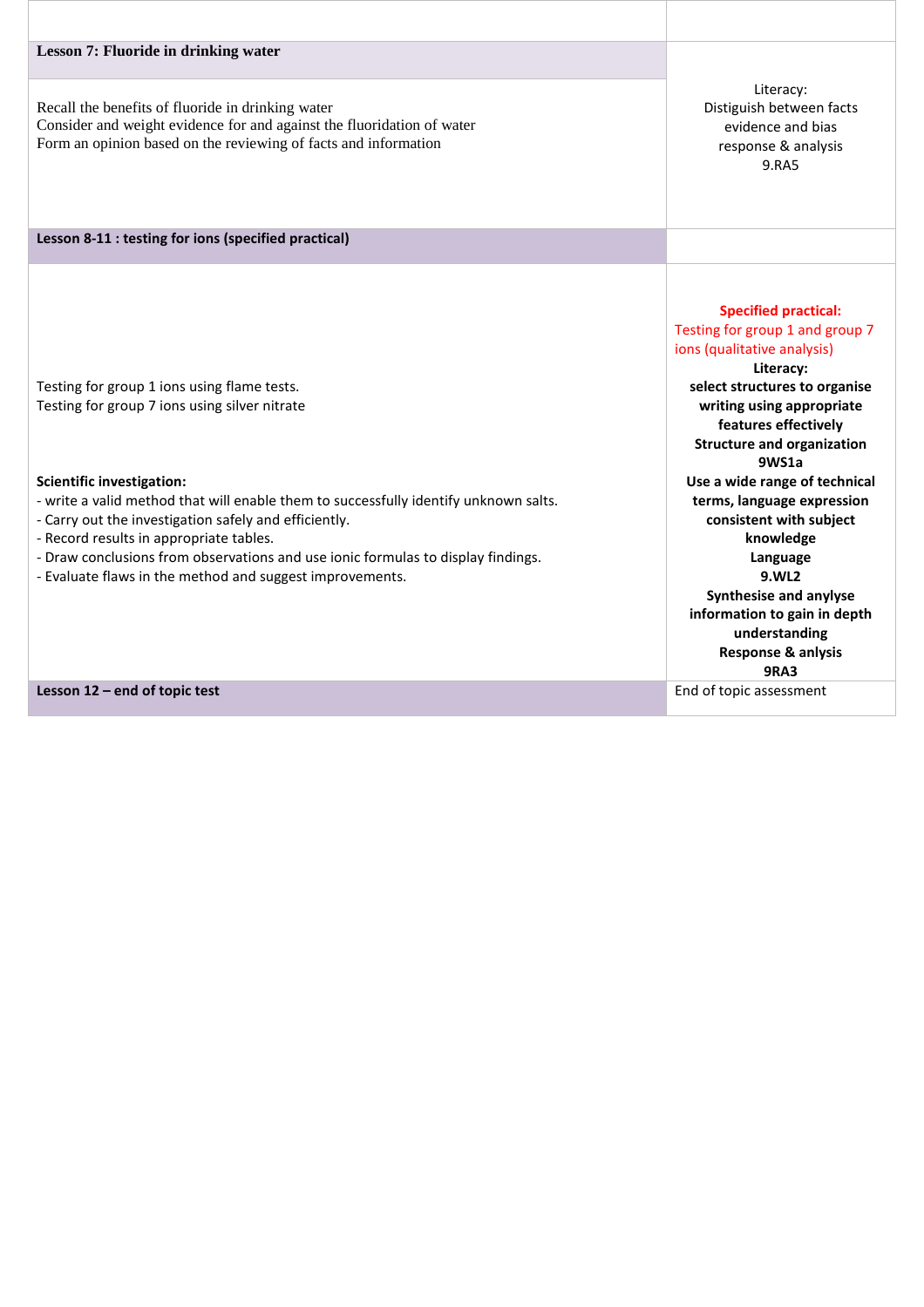| | |
|---|---|
| | |
| **Lesson 7: Fluoride in drinking water** | |
| Recall the benefits of fluoride in drinking water<br>Consider and weight evidence for and against the fluoridation of water<br>Form an opinion based on the reviewing of facts and information | Literacy:<br>Distiguish between facts evidence and bias<br>response & analysis<br>9.RA5 |
| **Lesson 8-11 : testing for ions (specified practical)** | |
| Testing for group 1 ions using flame tests.<br>Testing for group 7 ions using silver nitrate<br><br>**Scientific investigation:**<br>- write a valid method that will enable them to successfully identify unknown salts.<br>- Carry out the investigation safely and efficiently.<br>- Record results in appropriate tables.<br>- Draw conclusions from observations and use ionic formulas to display findings.<br>- Evaluate flaws in the method and suggest improvements. | **Specified practical:**<br>Testing for group 1 and group 7 ions (qualitative analysis)<br>**Literacy:**<br>**select structures to organise writing using appropriate features effectively**<br>**Structure and organization**<br>**9WS1a**<br>**Use a wide range of technical terms, language expression consistent with subject knowledge**<br>**Language**<br>**9.WL2**<br>**Synthesise and anylyse information to gain in depth understanding**<br>**Response & anlysis**<br>**9RA3** |
| **Lesson 12 – end of topic test** | End of topic assessment |